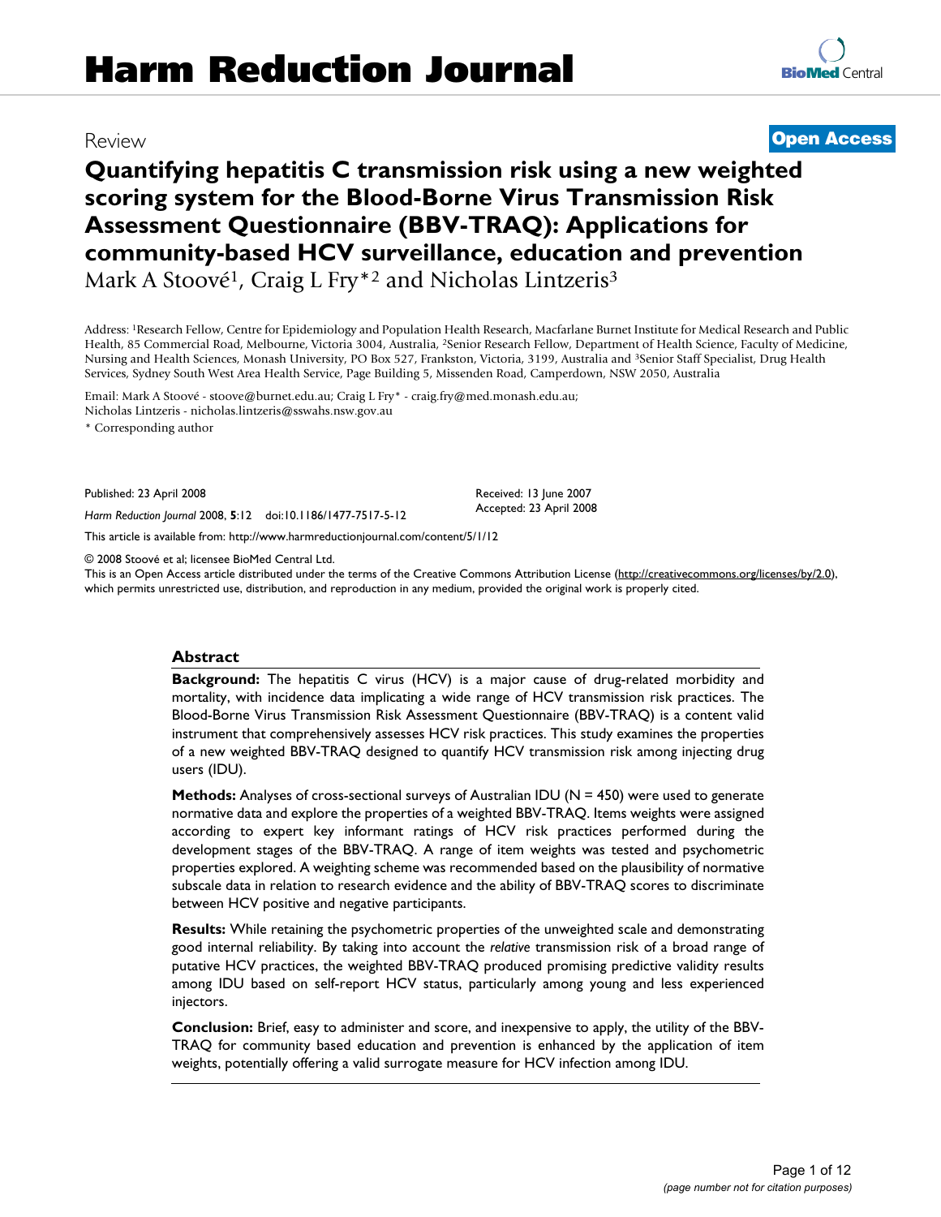Review

**Open Access**

# Quantifying hepatitis C transmission risk using a new weighted scoring system for the Blood-Borne Virus Transmission Risk Assessment Questionnaire (BBV-TRAQ): Applications for community-based HCV surveillance, education and prevention

Mark A Stoové[1], Craig L Fry*[2] and Nicholas Lintzeris[3]

Address: [1]Research Fellow, Centre for Epidemiology and Population Health Research, Macfarlane Burnet Institute for Medical Research and Public Health, 85 Commercial Road, Melbourne, Victoria 3004, Australia, [2]Senior Research Fellow, Department of Health Science, Faculty of Medicine, Nursing and Health Sciences, Monash University, PO Box 527, Frankston, Victoria, 3199, Australia and [3]Senior Staff Specialist, Drug Health Services, Sydney South West Area Health Service, Page Building 5, Missenden Road, Camperdown, NSW 2050, Australia

Email: Mark A Stoové - stoove@burnet.edu.au; Craig L Fry* - craig.fry@med.monash.edu.au; Nicholas Lintzeris - nicholas.lintzeris@sswahs.nsw.gov.au

\* Corresponding author

Published: 23 April 2008

*Harm Reduction Journal* 2008, **5**:12 doi:10.1186/1477-7517-5-12

Received: 13 June 2007

Accepted: 23 April 2008

This article is available from: http://www.harmreductionjournal.com/content/5/1/12

© 2008 Stoové et al; licensee BioMed Central Ltd.

This is an Open Access article distributed under the terms of the Creative Commons Attribution License (http://creativecommons.org/licenses/by/2.0), which permits unrestricted use, distribution, and reproduction in any medium, provided the original work is properly cited.

## Abstract

**Background:** The hepatitis C virus (HCV) is a major cause of drug-related morbidity and mortality, with incidence data implicating a wide range of HCV transmission risk practices. The Blood-Borne Virus Transmission Risk Assessment Questionnaire (BBV-TRAQ) is a content valid instrument that comprehensively assesses HCV risk practices. This study examines the properties of a new weighted BBV-TRAQ designed to quantify HCV transmission risk among injecting drug users (IDU).

**Methods:** Analyses of cross-sectional surveys of Australian IDU (N = 450) were used to generate normative data and explore the properties of a weighted BBV-TRAQ. Items weights were assigned according to expert key informant ratings of HCV risk practices performed during the development stages of the BBV-TRAQ. A range of item weights was tested and psychometric properties explored. A weighting scheme was recommended based on the plausibility of normative subscale data in relation to research evidence and the ability of BBV-TRAQ scores to discriminate between HCV positive and negative participants.

**Results:** While retaining the psychometric properties of the unweighted scale and demonstrating good internal reliability. By taking into account the *relative* transmission risk of a broad range of putative HCV practices, the weighted BBV-TRAQ produced promising predictive validity results among IDU based on self-report HCV status, particularly among young and less experienced injectors.

**Conclusion:** Brief, easy to administer and score, and inexpensive to apply, the utility of the BBV-TRAQ for community based education and prevention is enhanced by the application of item weights, potentially offering a valid surrogate measure for HCV infection among IDU.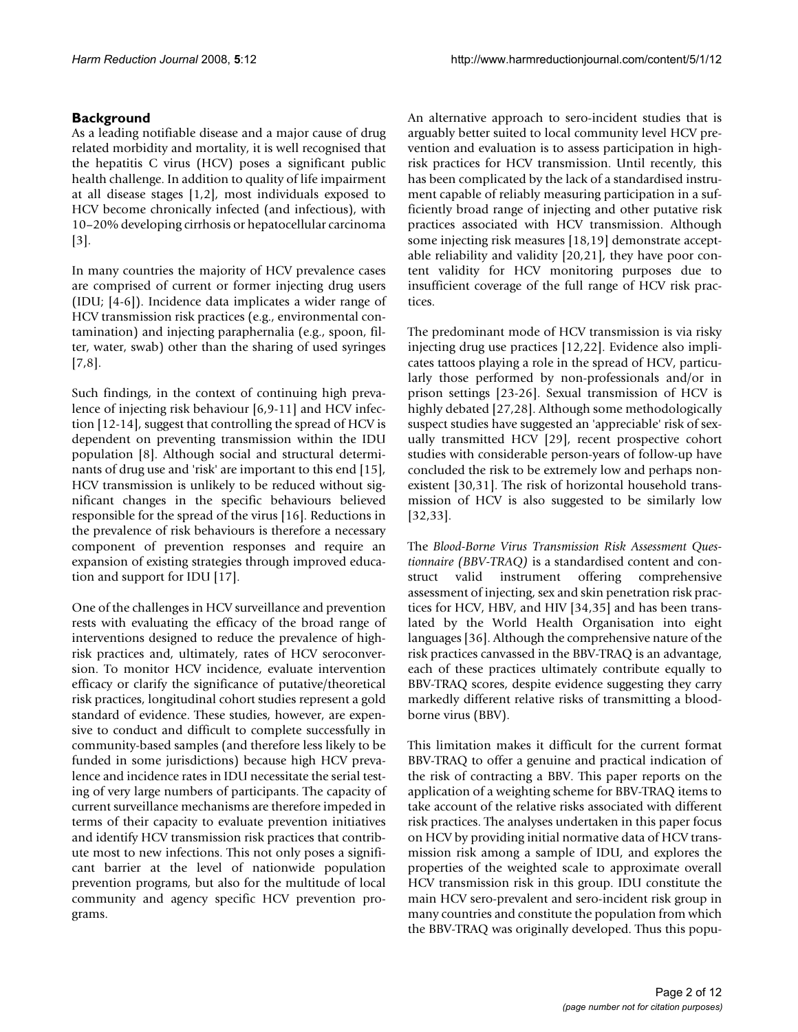## Background

As a leading notifiable disease and a major cause of drug related morbidity and mortality, it is well recognised that the hepatitis C virus (HCV) poses a significant public health challenge. In addition to quality of life impairment at all disease stages [1,2], most individuals exposed to HCV become chronically infected (and infectious), with 10–20% developing cirrhosis or hepatocellular carcinoma [3].

In many countries the majority of HCV prevalence cases are comprised of current or former injecting drug users (IDU; [4-6]). Incidence data implicates a wider range of HCV transmission risk practices (e.g., environmental contamination) and injecting paraphernalia (e.g., spoon, filter, water, swab) other than the sharing of used syringes [7,8].

Such findings, in the context of continuing high prevalence of injecting risk behaviour [6,9-11] and HCV infection [12-14], suggest that controlling the spread of HCV is dependent on preventing transmission within the IDU population [8]. Although social and structural determinants of drug use and 'risk' are important to this end [15], HCV transmission is unlikely to be reduced without significant changes in the specific behaviours believed responsible for the spread of the virus [16]. Reductions in the prevalence of risk behaviours is therefore a necessary component of prevention responses and require an expansion of existing strategies through improved education and support for IDU [17].

One of the challenges in HCV surveillance and prevention rests with evaluating the efficacy of the broad range of interventions designed to reduce the prevalence of high-risk practices and, ultimately, rates of HCV seroconversion. To monitor HCV incidence, evaluate intervention efficacy or clarify the significance of putative/theoretical risk practices, longitudinal cohort studies represent a gold standard of evidence. These studies, however, are expensive to conduct and difficult to complete successfully in community-based samples (and therefore less likely to be funded in some jurisdictions) because high HCV prevalence and incidence rates in IDU necessitate the serial testing of very large numbers of participants. The capacity of current surveillance mechanisms are therefore impeded in terms of their capacity to evaluate prevention initiatives and identify HCV transmission risk practices that contribute most to new infections. This not only poses a significant barrier at the level of nationwide population prevention programs, but also for the multitude of local community and agency specific HCV prevention programs.

An alternative approach to sero-incident studies that is arguably better suited to local community level HCV prevention and evaluation is to assess participation in high-risk practices for HCV transmission. Until recently, this has been complicated by the lack of a standardised instrument capable of reliably measuring participation in a sufficiently broad range of injecting and other putative risk practices associated with HCV transmission. Although some injecting risk measures [18,19] demonstrate acceptable reliability and validity [20,21], they have poor content validity for HCV monitoring purposes due to insufficient coverage of the full range of HCV risk practices.

The predominant mode of HCV transmission is via risky injecting drug use practices [12,22]. Evidence also implicates tattoos playing a role in the spread of HCV, particularly those performed by non-professionals and/or in prison settings [23-26]. Sexual transmission of HCV is highly debated [27,28]. Although some methodologically suspect studies have suggested an 'appreciable' risk of sexually transmitted HCV [29], recent prospective cohort studies with considerable person-years of follow-up have concluded the risk to be extremely low and perhaps non-existent [30,31]. The risk of horizontal household transmission of HCV is also suggested to be similarly low [32,33].

The *Blood-Borne Virus Transmission Risk Assessment Questionnaire (BBV-TRAQ)* is a standardised content and construct valid instrument offering comprehensive assessment of injecting, sex and skin penetration risk practices for HCV, HBV, and HIV [34,35] and has been translated by the World Health Organisation into eight languages [36]. Although the comprehensive nature of the risk practices canvassed in the BBV-TRAQ is an advantage, each of these practices ultimately contribute equally to BBV-TRAQ scores, despite evidence suggesting they carry markedly different relative risks of transmitting a blood-borne virus (BBV).

This limitation makes it difficult for the current format BBV-TRAQ to offer a genuine and practical indication of the risk of contracting a BBV. This paper reports on the application of a weighting scheme for BBV-TRAQ items to take account of the relative risks associated with different risk practices. The analyses undertaken in this paper focus on HCV by providing initial normative data of HCV transmission risk among a sample of IDU, and explores the properties of the weighted scale to approximate overall HCV transmission risk in this group. IDU constitute the main HCV sero-prevalent and sero-incident risk group in many countries and constitute the population from which the BBV-TRAQ was originally developed. Thus this popu-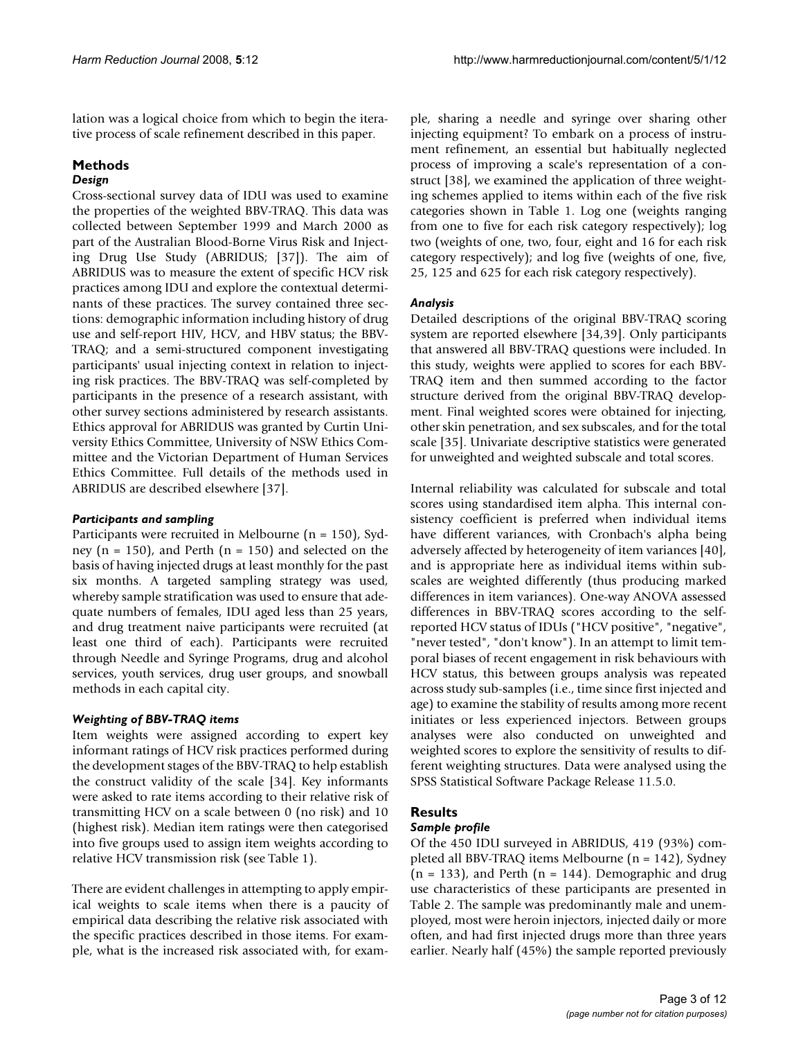lation was a logical choice from which to begin the iterative process of scale refinement described in this paper.

## Methods

### *Design*

Cross-sectional survey data of IDU was used to examine the properties of the weighted BBV-TRAQ. This data was collected between September 1999 and March 2000 as part of the Australian Blood-Borne Virus Risk and Injecting Drug Use Study (ABRIDUS; [37]). The aim of ABRIDUS was to measure the extent of specific HCV risk practices among IDU and explore the contextual determinants of these practices. The survey contained three sections: demographic information including history of drug use and self-report HIV, HCV, and HBV status; the BBV-TRAQ; and a semi-structured component investigating participants' usual injecting context in relation to injecting risk practices. The BBV-TRAQ was self-completed by participants in the presence of a research assistant, with other survey sections administered by research assistants. Ethics approval for ABRIDUS was granted by Curtin University Ethics Committee, University of NSW Ethics Committee and the Victorian Department of Human Services Ethics Committee. Full details of the methods used in ABRIDUS are described elsewhere [37].

### *Participants and sampling*

Participants were recruited in Melbourne (n = 150), Sydney (n = 150), and Perth (n = 150) and selected on the basis of having injected drugs at least monthly for the past six months. A targeted sampling strategy was used, whereby sample stratification was used to ensure that adequate numbers of females, IDU aged less than 25 years, and drug treatment naive participants were recruited (at least one third of each). Participants were recruited through Needle and Syringe Programs, drug and alcohol services, youth services, drug user groups, and snowball methods in each capital city.

### *Weighting of BBV-TRAQ items*

Item weights were assigned according to expert key informant ratings of HCV risk practices performed during the development stages of the BBV-TRAQ to help establish the construct validity of the scale [34]. Key informants were asked to rate items according to their relative risk of transmitting HCV on a scale between 0 (no risk) and 10 (highest risk). Median item ratings were then categorised into five groups used to assign item weights according to relative HCV transmission risk (see Table 1).

There are evident challenges in attempting to apply empirical weights to scale items when there is a paucity of empirical data describing the relative risk associated with the specific practices described in those items. For example, what is the increased risk associated with, for example, sharing a needle and syringe over sharing other injecting equipment? To embark on a process of instrument refinement, an essential but habitually neglected process of improving a scale's representation of a construct [38], we examined the application of three weighting schemes applied to items within each of the five risk categories shown in Table 1. Log one (weights ranging from one to five for each risk category respectively); log two (weights of one, two, four, eight and 16 for each risk category respectively); and log five (weights of one, five, 25, 125 and 625 for each risk category respectively).

### *Analysis*

Detailed descriptions of the original BBV-TRAQ scoring system are reported elsewhere [34,39]. Only participants that answered all BBV-TRAQ questions were included. In this study, weights were applied to scores for each BBV-TRAQ item and then summed according to the factor structure derived from the original BBV-TRAQ development. Final weighted scores were obtained for injecting, other skin penetration, and sex subscales, and for the total scale [35]. Univariate descriptive statistics were generated for unweighted and weighted subscale and total scores.

Internal reliability was calculated for subscale and total scores using standardised item alpha. This internal consistency coefficient is preferred when individual items have different variances, with Cronbach's alpha being adversely affected by heterogeneity of item variances [40], and is appropriate here as individual items within subscales are weighted differently (thus producing marked differences in item variances). One-way ANOVA assessed differences in BBV-TRAQ scores according to the self-reported HCV status of IDUs ("HCV positive", "negative", "never tested", "don't know"). In an attempt to limit temporal biases of recent engagement in risk behaviours with HCV status, this between groups analysis was repeated across study sub-samples (i.e., time since first injected and age) to examine the stability of results among more recent initiates or less experienced injectors. Between groups analyses were also conducted on unweighted and weighted scores to explore the sensitivity of results to different weighting structures. Data were analysed using the SPSS Statistical Software Package Release 11.5.0.

## Results

### *Sample profile*

Of the 450 IDU surveyed in ABRIDUS, 419 (93%) completed all BBV-TRAQ items Melbourne (n = 142), Sydney (n = 133), and Perth (n = 144). Demographic and drug use characteristics of these participants are presented in Table 2. The sample was predominantly male and unemployed, most were heroin injectors, injected daily or more often, and had first injected drugs more than three years earlier. Nearly half (45%) the sample reported previously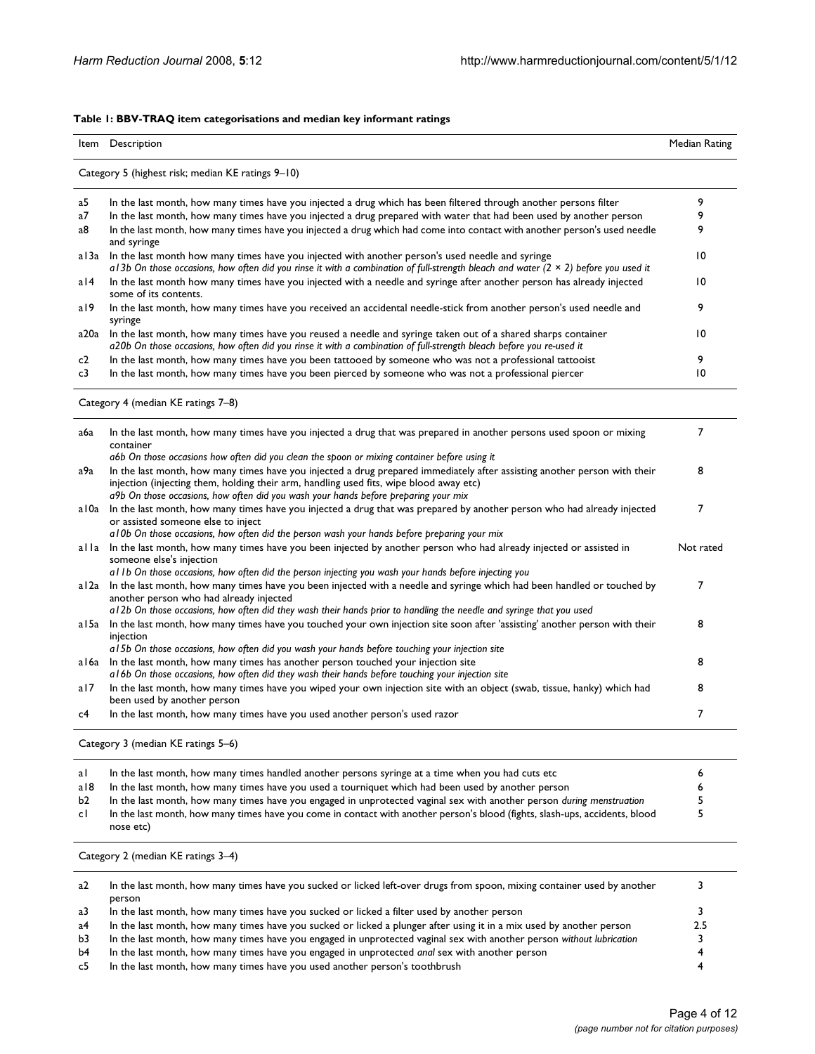**Table 1: BBV-TRAQ item categorisations and median key informant ratings**

| Item | Description | Median Rating |
| --- | --- | --- |
| Category 5 (highest risk; median KE ratings 9–10) | | |
| a5 | In the last month, how many times have you injected a drug which has been filtered through another persons filter | 9 |
| a7 | In the last month, how many times have you injected a drug prepared with water that had been used by another person | 9 |
| a8 | In the last month, how many times have you injected a drug which had come into contact with another person's used needle and syringe | 9 |
| a13a | In the last month how many times have you injected with another person's used needle and syringe *a13b On those occasions, how often did you rinse it with a combination of full-strength bleach and water (2 × 2) before you used it* | 10 |
| a14 | In the last month how many times have you injected with a needle and syringe after another person has already injected some of its contents. | 10 |
| a19 | In the last month, how many times have you received an accidental needle-stick from another person's used needle and syringe | 9 |
| a20a | In the last month, how many times have you reused a needle and syringe taken out of a shared sharps container *a20b On those occasions, how often did you rinse it with a combination of full-strength bleach before you re-used it* | 10 |
| c2 | In the last month, how many times have you been tattooed by someone who was not a professional tattooist | 9 |
| c3 | In the last month, how many times have you been pierced by someone who was not a professional piercer | 10 |
| Category 4 (median KE ratings 7–8) | | |
| a6a | In the last month, how many times have you injected a drug that was prepared in another persons used spoon or mixing container *a6b On those occasions how often did you clean the spoon or mixing container before using it* | 7 |
| a9a | In the last month, how many times have you injected a drug prepared immediately after assisting another person with their injection (injecting them, holding their arm, handling used fits, wipe blood away etc) *a9b On those occasions, how often did you wash your hands before preparing your mix* | 8 |
| a10a | In the last month, how many times have you injected a drug that was prepared by another person who had already injected or assisted someone else to inject *a10b On those occasions, how often did the person wash your hands before preparing your mix* | 7 |
| a11a | In the last month, how many times have you been injected by another person who had already injected or assisted in someone else's injection *a11b On those occasions, how often did the person injecting you wash your hands before injecting you* | Not rated |
| a12a | In the last month, how many times have you been injected with a needle and syringe which had been handled or touched by another person who had already injected *a12b On those occasions, how often did they wash their hands prior to handling the needle and syringe that you used* | 7 |
| a15a | In the last month, how many times have you touched your own injection site soon after 'assisting' another person with their injection *a15b On those occasions, how often did you wash your hands before touching your injection site* | 8 |
| a16a | In the last month, how many times has another person touched your injection site *a16b On those occasions, how often did they wash their hands before touching your injection site* | 8 |
| a17 | In the last month, how many times have you wiped your own injection site with an object (swab, tissue, hanky) which had been used by another person | 8 |
| c4 | In the last month, how many times have you used another person's used razor | 7 |
| Category 3 (median KE ratings 5–6) | | |
| a1 | In the last month, how many times handled another persons syringe at a time when you had cuts etc | 6 |
| a18 | In the last month, how many times have you used a tourniquet which had been used by another person | 6 |
| b2 | In the last month, how many times have you engaged in unprotected vaginal sex with another person *during menstruation* | 5 |
| c1 | In the last month, how many times have you come in contact with another person's blood (fights, slash-ups, accidents, blood nose etc) | 5 |
| Category 2 (median KE ratings 3–4) | | |
| a2 | In the last month, how many times have you sucked or licked left-over drugs from spoon, mixing container used by another person | 3 |
| a3 | In the last month, how many times have you sucked or licked a filter used by another person | 3 |
| a4 | In the last month, how many times have you sucked or licked a plunger after using it in a mix used by another person | 2.5 |
| b3 | In the last month, how many times have you engaged in unprotected vaginal sex with another person *without lubrication* | 3 |
| b4 | In the last month, how many times have you engaged in unprotected *anal* sex with another person | 4 |
| c5 | In the last month, how many times have you used another person's toothbrush | 4 |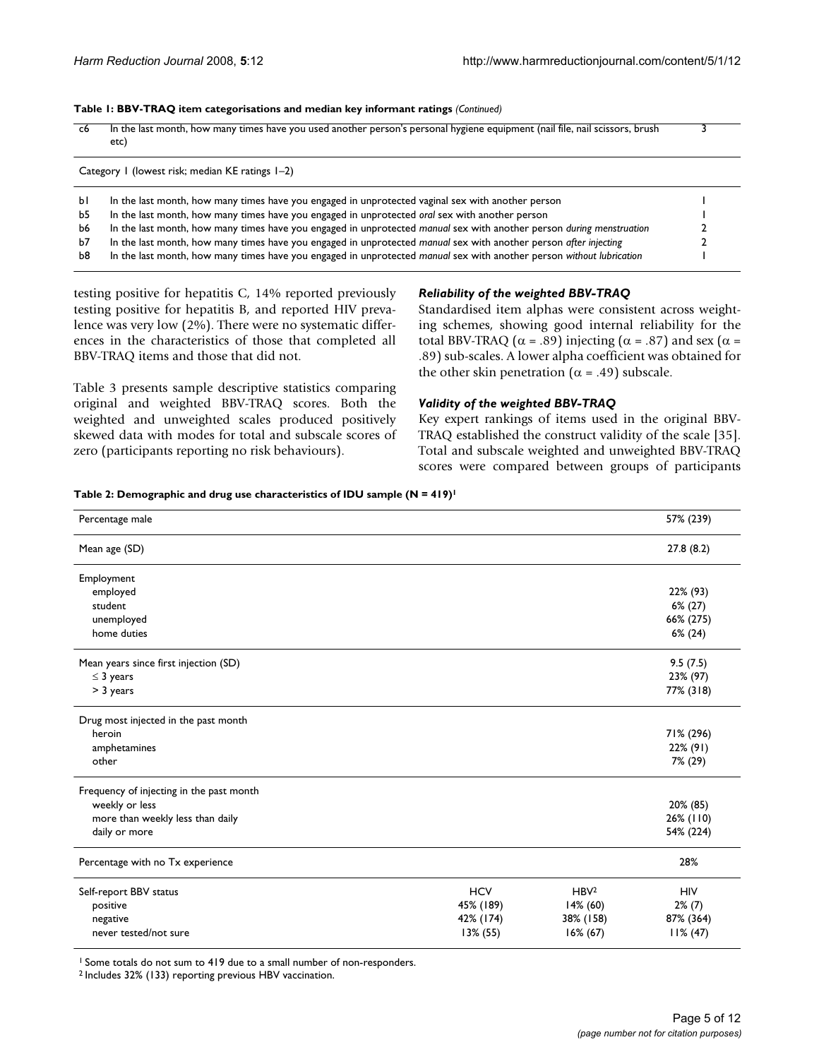**Table 1: BBV-TRAQ item categorisations and median key informant ratings** *(Continued)*

| | | |
|---|---|---|
| c6 | In the last month, how many times have you used another person's personal hygiene equipment (nail file, nail scissors, brush etc) | 3 |
| Category 1 (lowest risk; median KE ratings 1–2) | | |
| b1 | In the last month, how many times have you engaged in unprotected vaginal sex with another person | 1 |
| b5 | In the last month, how many times have you engaged in unprotected *oral* sex with another person | 1 |
| b6 | In the last month, how many times have you engaged in unprotected *manual* sex with another person *during menstruation* | 2 |
| b7 | In the last month, how many times have you engaged in unprotected *manual* sex with another person *after injecting* | 2 |
| b8 | In the last month, how many times have you engaged in unprotected *manual* sex with another person *without lubrication* | 1 |

testing positive for hepatitis C, 14% reported previously testing positive for hepatitis B, and reported HIV prevalence was very low (2%). There were no systematic differences in the characteristics of those that completed all BBV-TRAQ items and those that did not.

Table 3 presents sample descriptive statistics comparing original and weighted BBV-TRAQ scores. Both the weighted and unweighted scales produced positively skewed data with modes for total and subscale scores of zero (participants reporting no risk behaviours).

### *Reliability of the weighted BBV-TRAQ*

Standardised item alphas were consistent across weighting schemes, showing good internal reliability for the total BBV-TRAQ ($\alpha$ = .89) injecting ($\alpha$ = .87) and sex ($\alpha$ = .89) sub-scales. A lower alpha coefficient was obtained for the other skin penetration ($\alpha$ = .49) subscale.

### *Validity of the weighted BBV-TRAQ*

Key expert rankings of items used in the original BBV-TRAQ established the construct validity of the scale [35]. Total and subscale weighted and unweighted BBV-TRAQ scores were compared between groups of participants

**Table 2: Demographic and drug use characteristics of IDU sample (N = 419)[1]**

| | | | |
|---|---|---|---|
| Percentage male | | | 57% (239) |
| Mean age (SD) | | | 27.8 (8.2) |
| Employment | | | |
| employed | | | 22% (93) |
| student | | | 6% (27) |
| unemployed | | | 66% (275) |
| home duties | | | 6% (24) |
| Mean years since first injection (SD) | | | 9.5 (7.5) |
| ≤ 3 years | | | 23% (97) |
| > 3 years | | | 77% (318) |
| Drug most injected in the past month | | | |
| heroin | | | 71% (296) |
| amphetamines | | | 22% (91) |
| other | | | 7% (29) |
| Frequency of injecting in the past month | | | |
| weekly or less | | | 20% (85) |
| more than weekly less than daily | | | 26% (110) |
| daily or more | | | 54% (224) |
| Percentage with no Tx experience | | | 28% |
| Self-report BBV status | HCV | HBV[2] | HIV |
| positive | 45% (189) | 14% (60) | 2% (7) |
| negative | 42% (174) | 38% (158) | 87% (364) |
| never tested/not sure | 13% (55) | 16% (67) | 11% (47) |

[1] Some totals do not sum to 419 due to a small number of non-responders.
[2] Includes 32% (133) reporting previous HBV vaccination.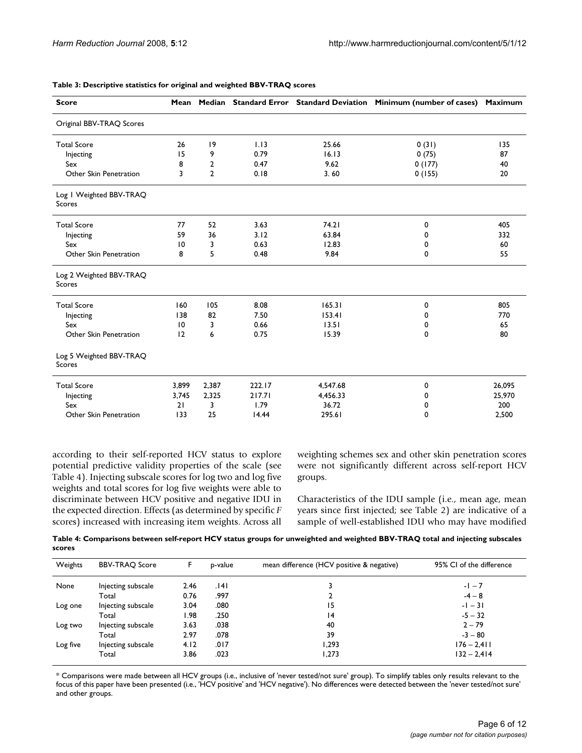**Table 3: Descriptive statistics for original and weighted BBV-TRAQ scores**

| Score | Mean | Median | Standard Error | Standard Deviation | Minimum (number of cases) | Maximum |
|---|---|---|---|---|---|---|
| Original BBV-TRAQ Scores | | | | | | |
| Total Score | 26 | 19 | 1.13 | 25.66 | 0 (31) | 135 |
| Injecting | 15 | 9 | 0.79 | 16.13 | 0 (75) | 87 |
| Sex | 8 | 2 | 0.47 | 9.62 | 0 (177) | 40 |
| Other Skin Penetration | 3 | 2 | 0.18 | 3. 60 | 0 (155) | 20 |
| Log 1 Weighted BBV-TRAQ Scores | | | | | | |
| Total Score | 77 | 52 | 3.63 | 74.21 | 0 | 405 |
| Injecting | 59 | 36 | 3.12 | 63.84 | 0 | 332 |
| Sex | 10 | 3 | 0.63 | 12.83 | 0 | 60 |
| Other Skin Penetration | 8 | 5 | 0.48 | 9.84 | 0 | 55 |
| Log 2 Weighted BBV-TRAQ Scores | | | | | | |
| Total Score | 160 | 105 | 8.08 | 165.31 | 0 | 805 |
| Injecting | 138 | 82 | 7.50 | 153.41 | 0 | 770 |
| Sex | 10 | 3 | 0.66 | 13.51 | 0 | 65 |
| Other Skin Penetration | 12 | 6 | 0.75 | 15.39 | 0 | 80 |
| Log 5 Weighted BBV-TRAQ Scores | | | | | | |
| Total Score | 3,899 | 2,387 | 222.17 | 4,547.68 | 0 | 26,095 |
| Injecting | 3,745 | 2,325 | 217.71 | 4,456.33 | 0 | 25,970 |
| Sex | 21 | 3 | 1.79 | 36.72 | 0 | 200 |
| Other Skin Penetration | 133 | 25 | 14.44 | 295.61 | 0 | 2,500 |

according to their self-reported HCV status to explore potential predictive validity properties of the scale (see Table 4). Injecting subscale scores for log two and log five weights and total scores for log five weights were able to discriminate between HCV positive and negative IDU in the expected direction. Effects (as determined by specific *F* scores) increased with increasing item weights. Across all weighting schemes sex and other skin penetration scores were not significantly different across self-report HCV groups.

Characteristics of the IDU sample (i.e., mean age, mean years since first injected; see Table 2) are indicative of a sample of well-established IDU who may have modified

**Table 4: Comparisons between self-report HCV status groups for unweighted and weighted BBV-TRAQ total and injecting subscales scores**

| Weights | BBV-TRAQ Score | F | p-value | mean difference (HCV positive & negative) | 95% CI of the difference |
|---|---|---|---|---|---|
| None | Injecting subscale | 2.46 | .141 | 3 | -1 – 7 |
| | Total | 0.76 | .997 | 2 | -4 – 8 |
| Log one | Injecting subscale | 3.04 | .080 | 15 | -1 – 31 |
| | Total | 1.98 | .250 | 14 | -5 – 32 |
| Log two | Injecting subscale | 3.63 | .038 | 40 | 2 – 79 |
| | Total | 2.97 | .078 | 39 | -3 – 80 |
| Log five | Injecting subscale | 4.12 | .017 | 1,293 | 176 – 2,411 |
| | Total | 3.86 | .023 | 1,273 | 132 – 2,414 |

* Comparisons were made between all HCV groups (i.e., inclusive of 'never tested/not sure' group). To simplify tables only results relevant to the focus of this paper have been presented (i.e., 'HCV positive' and 'HCV negative'). No differences were detected between the 'never tested/not sure' and other groups.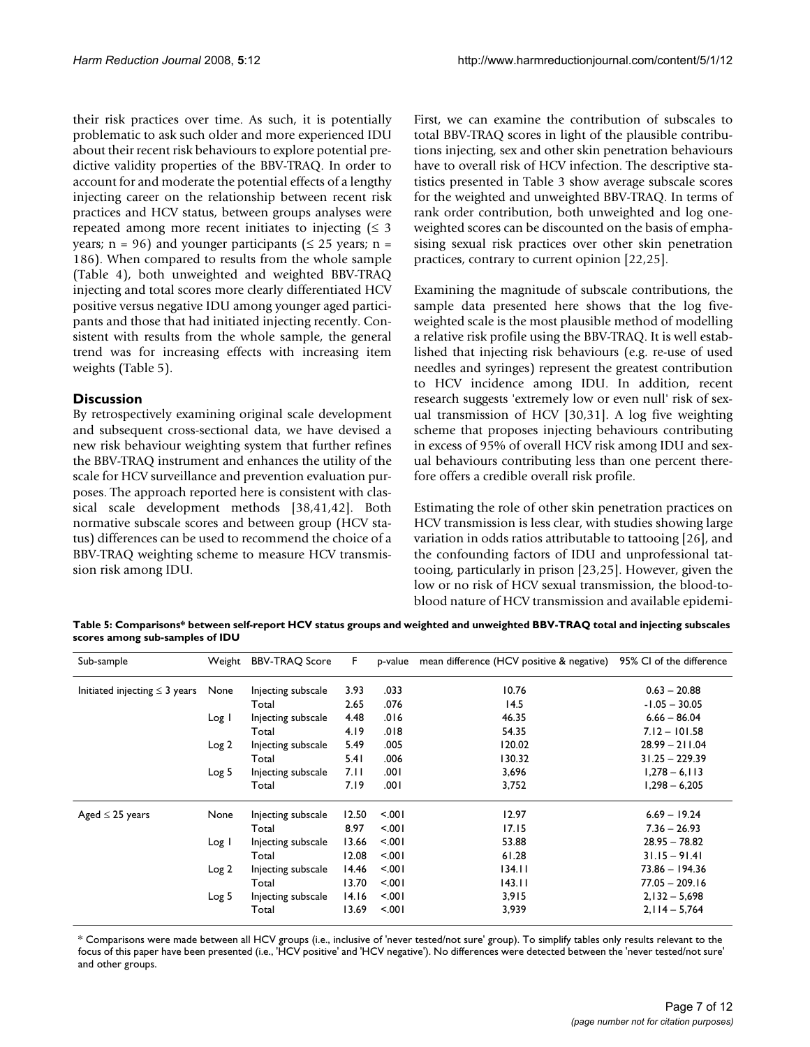their risk practices over time. As such, it is potentially problematic to ask such older and more experienced IDU about their recent risk behaviours to explore potential predictive validity properties of the BBV-TRAQ. In order to account for and moderate the potential effects of a lengthy injecting career on the relationship between recent risk practices and HCV status, between groups analyses were repeated among more recent initiates to injecting (≤ 3 years; n = 96) and younger participants (≤ 25 years; n = 186). When compared to results from the whole sample (Table 4), both unweighted and weighted BBV-TRAQ injecting and total scores more clearly differentiated HCV positive versus negative IDU among younger aged participants and those that had initiated injecting recently. Consistent with results from the whole sample, the general trend was for increasing effects with increasing item weights (Table 5).

## Discussion

By retrospectively examining original scale development and subsequent cross-sectional data, we have devised a new risk behaviour weighting system that further refines the BBV-TRAQ instrument and enhances the utility of the scale for HCV surveillance and prevention evaluation purposes. The approach reported here is consistent with classical scale development methods [38,41,42]. Both normative subscale scores and between group (HCV status) differences can be used to recommend the choice of a BBV-TRAQ weighting scheme to measure HCV transmission risk among IDU.

First, we can examine the contribution of subscales to total BBV-TRAQ scores in light of the plausible contributions injecting, sex and other skin penetration behaviours have to overall risk of HCV infection. The descriptive statistics presented in Table 3 show average subscale scores for the weighted and unweighted BBV-TRAQ. In terms of rank order contribution, both unweighted and log one-weighted scores can be discounted on the basis of emphasising sexual risk practices over other skin penetration practices, contrary to current opinion [22,25].

Examining the magnitude of subscale contributions, the sample data presented here shows that the log five-weighted scale is the most plausible method of modelling a relative risk profile using the BBV-TRAQ. It is well established that injecting risk behaviours (e.g. re-use of used needles and syringes) represent the greatest contribution to HCV incidence among IDU. In addition, recent research suggests 'extremely low or even null' risk of sexual transmission of HCV [30,31]. A log five weighting scheme that proposes injecting behaviours contributing in excess of 95% of overall HCV risk among IDU and sexual behaviours contributing less than one percent therefore offers a credible overall risk profile.

Estimating the role of other skin penetration practices on HCV transmission is less clear, with studies showing large variation in odds ratios attributable to tattooing [26], and the confounding factors of IDU and unprofessional tattooing, particularly in prison [23,25]. However, given the low or no risk of HCV sexual transmission, the blood-to-blood nature of HCV transmission and available epidemi-

**Table 5: Comparisons* between self-report HCV status groups and weighted and unweighted BBV-TRAQ total and injecting subscales scores among sub-samples of IDU**

| Sub-sample | Weight | BBV-TRAQ Score | F | p-value | mean difference (HCV positive & negative) | 95% CI of the difference |
|---|---|---|---|---|---|---|
| Initiated injecting ≤ 3 years | None | Injecting subscale | 3.93 | .033 | 10.76 | 0.63 – 20.88 |
| | | Total | 2.65 | .076 | 14.5 | -1.05 – 30.05 |
| | Log 1 | Injecting subscale | 4.48 | .016 | 46.35 | 6.66 – 86.04 |
| | | Total | 4.19 | .018 | 54.35 | 7.12 – 101.58 |
| | Log 2 | Injecting subscale | 5.49 | .005 | 120.02 | 28.99 – 211.04 |
| | | Total | 5.41 | .006 | 130.32 | 31.25 – 229.39 |
| | Log 5 | Injecting subscale | 7.11 | .001 | 3,696 | 1,278 – 6,113 |
| | | Total | 7.19 | .001 | 3,752 | 1,298 – 6,205 |
| Aged ≤ 25 years | None | Injecting subscale | 12.50 | <.001 | 12.97 | 6.69 – 19.24 |
| | | Total | 8.97 | <.001 | 17.15 | 7.36 – 26.93 |
| | Log 1 | Injecting subscale | 13.66 | <.001 | 53.88 | 28.95 – 78.82 |
| | | Total | 12.08 | <.001 | 61.28 | 31.15 – 91.41 |
| | Log 2 | Injecting subscale | 14.46 | <.001 | 134.11 | 73.86 – 194.36 |
| | | Total | 13.70 | <.001 | 143.11 | 77.05 – 209.16 |
| | Log 5 | Injecting subscale | 14.16 | <.001 | 3,915 | 2,132 – 5,698 |
| | | Total | 13.69 | <.001 | 3,939 | 2,114 – 5,764 |

* Comparisons were made between all HCV groups (i.e., inclusive of 'never tested/not sure' group). To simplify tables only results relevant to the focus of this paper have been presented (i.e., 'HCV positive' and 'HCV negative'). No differences were detected between the 'never tested/not sure' and other groups.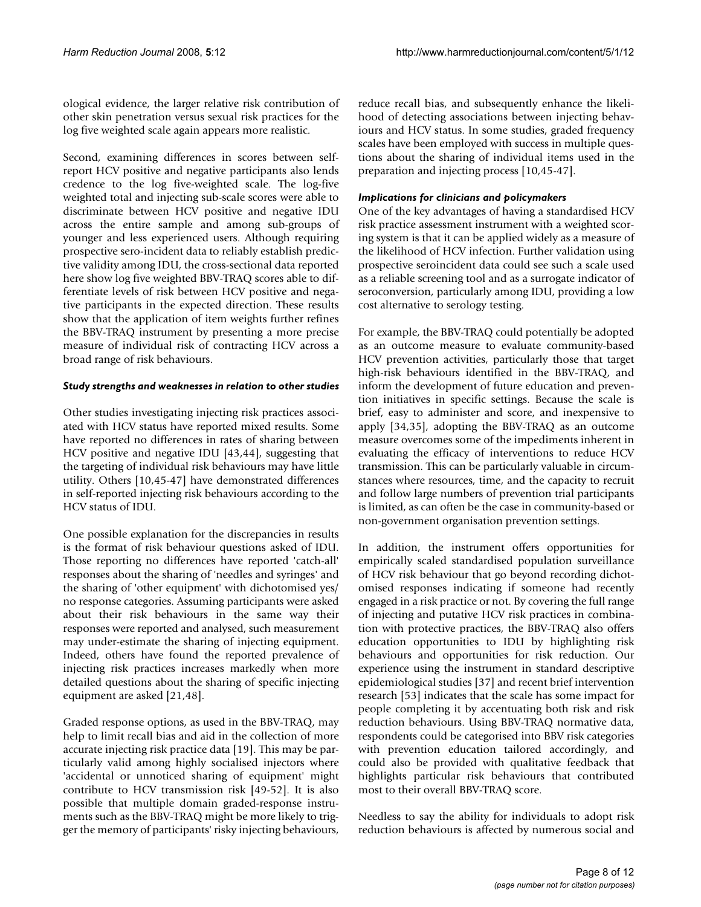ological evidence, the larger relative risk contribution of other skin penetration versus sexual risk practices for the log five weighted scale again appears more realistic.

Second, examining differences in scores between self-report HCV positive and negative participants also lends credence to the log five-weighted scale. The log-five weighted total and injecting sub-scale scores were able to discriminate between HCV positive and negative IDU across the entire sample and among sub-groups of younger and less experienced users. Although requiring prospective sero-incident data to reliably establish predictive validity among IDU, the cross-sectional data reported here show log five weighted BBV-TRAQ scores able to differentiate levels of risk between HCV positive and negative participants in the expected direction. These results show that the application of item weights further refines the BBV-TRAQ instrument by presenting a more precise measure of individual risk of contracting HCV across a broad range of risk behaviours.

### *Study strengths and weaknesses in relation to other studies*

Other studies investigating injecting risk practices associated with HCV status have reported mixed results. Some have reported no differences in rates of sharing between HCV positive and negative IDU [43,44], suggesting that the targeting of individual risk behaviours may have little utility. Others [10,45-47] have demonstrated differences in self-reported injecting risk behaviours according to the HCV status of IDU.

One possible explanation for the discrepancies in results is the format of risk behaviour questions asked of IDU. Those reporting no differences have reported 'catch-all' responses about the sharing of 'needles and syringes' and the sharing of 'other equipment' with dichotomised yes/no response categories. Assuming participants were asked about their risk behaviours in the same way their responses were reported and analysed, such measurement may under-estimate the sharing of injecting equipment. Indeed, others have found the reported prevalence of injecting risk practices increases markedly when more detailed questions about the sharing of specific injecting equipment are asked [21,48].

Graded response options, as used in the BBV-TRAQ, may help to limit recall bias and aid in the collection of more accurate injecting risk practice data [19]. This may be particularly valid among highly socialised injectors where 'accidental or unnoticed sharing of equipment' might contribute to HCV transmission risk [49-52]. It is also possible that multiple domain graded-response instruments such as the BBV-TRAQ might be more likely to trigger the memory of participants' risky injecting behaviours, reduce recall bias, and subsequently enhance the likelihood of detecting associations between injecting behaviours and HCV status. In some studies, graded frequency scales have been employed with success in multiple questions about the sharing of individual items used in the preparation and injecting process [10,45-47].

### *Implications for clinicians and policymakers*

One of the key advantages of having a standardised HCV risk practice assessment instrument with a weighted scoring system is that it can be applied widely as a measure of the likelihood of HCV infection. Further validation using prospective seroincident data could see such a scale used as a reliable screening tool and as a surrogate indicator of seroconversion, particularly among IDU, providing a low cost alternative to serology testing.

For example, the BBV-TRAQ could potentially be adopted as an outcome measure to evaluate community-based HCV prevention activities, particularly those that target high-risk behaviours identified in the BBV-TRAQ, and inform the development of future education and prevention initiatives in specific settings. Because the scale is brief, easy to administer and score, and inexpensive to apply [34,35], adopting the BBV-TRAQ as an outcome measure overcomes some of the impediments inherent in evaluating the efficacy of interventions to reduce HCV transmission. This can be particularly valuable in circumstances where resources, time, and the capacity to recruit and follow large numbers of prevention trial participants is limited, as can often be the case in community-based or non-government organisation prevention settings.

In addition, the instrument offers opportunities for empirically scaled standardised population surveillance of HCV risk behaviour that go beyond recording dichotomised responses indicating if someone had recently engaged in a risk practice or not. By covering the full range of injecting and putative HCV risk practices in combination with protective practices, the BBV-TRAQ also offers education opportunities to IDU by highlighting risk behaviours and opportunities for risk reduction. Our experience using the instrument in standard descriptive epidemiological studies [37] and recent brief intervention research [53] indicates that the scale has some impact for people completing it by accentuating both risk and risk reduction behaviours. Using BBV-TRAQ normative data, respondents could be categorised into BBV risk categories with prevention education tailored accordingly, and could also be provided with qualitative feedback that highlights particular risk behaviours that contributed most to their overall BBV-TRAQ score.

Needless to say the ability for individuals to adopt risk reduction behaviours is affected by numerous social and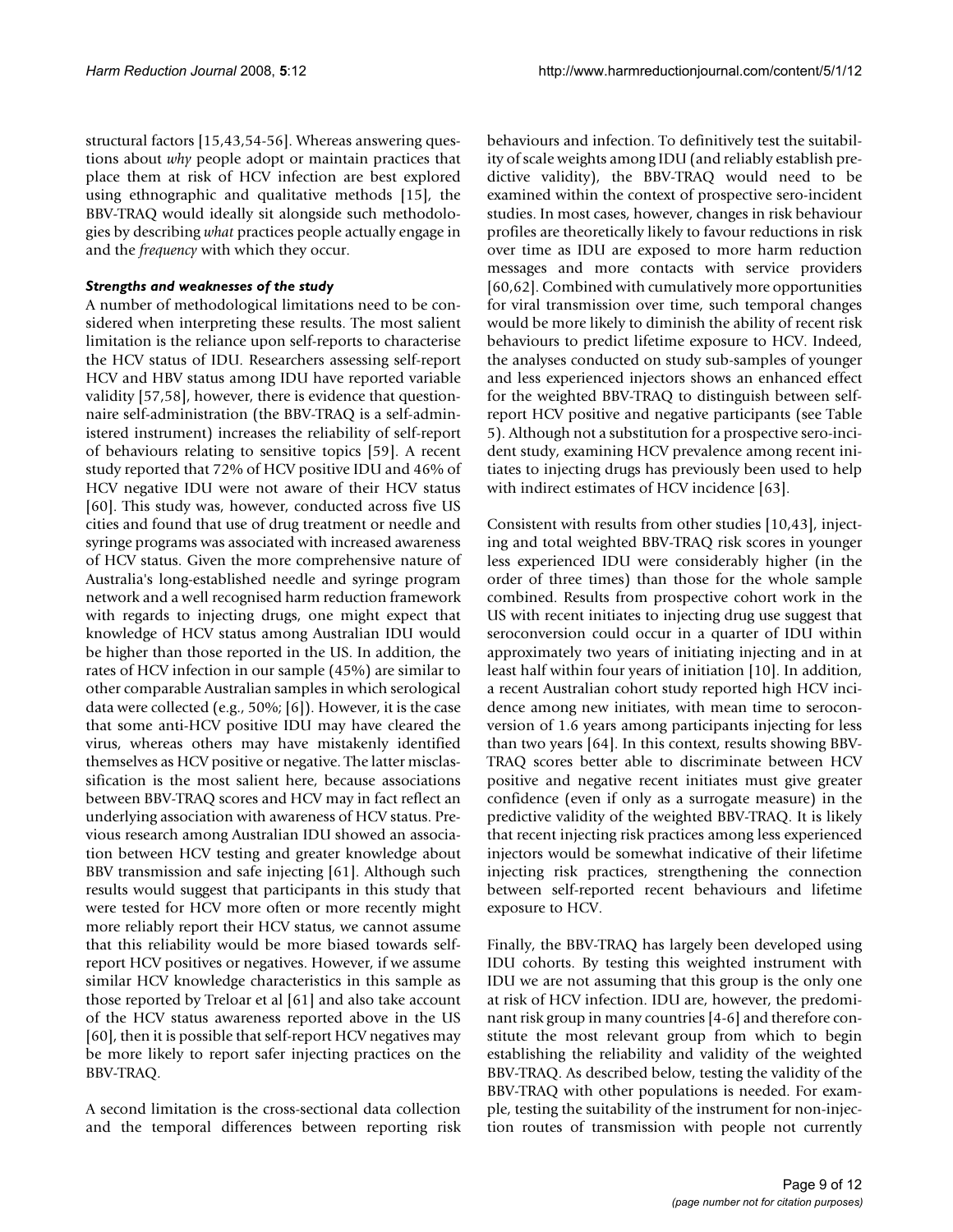structural factors [15,43,54-56]. Whereas answering questions about *why* people adopt or maintain practices that place them at risk of HCV infection are best explored using ethnographic and qualitative methods [15], the BBV-TRAQ would ideally sit alongside such methodologies by describing *what* practices people actually engage in and the *frequency* with which they occur.

#### *Strengths and weaknesses of the study*

A number of methodological limitations need to be considered when interpreting these results. The most salient limitation is the reliance upon self-reports to characterise the HCV status of IDU. Researchers assessing self-report HCV and HBV status among IDU have reported variable validity [57,58], however, there is evidence that questionnaire self-administration (the BBV-TRAQ is a self-administered instrument) increases the reliability of self-report of behaviours relating to sensitive topics [59]. A recent study reported that 72% of HCV positive IDU and 46% of HCV negative IDU were not aware of their HCV status [60]. This study was, however, conducted across five US cities and found that use of drug treatment or needle and syringe programs was associated with increased awareness of HCV status. Given the more comprehensive nature of Australia's long-established needle and syringe program network and a well recognised harm reduction framework with regards to injecting drugs, one might expect that knowledge of HCV status among Australian IDU would be higher than those reported in the US. In addition, the rates of HCV infection in our sample (45%) are similar to other comparable Australian samples in which serological data were collected (e.g., 50%; [6]). However, it is the case that some anti-HCV positive IDU may have cleared the virus, whereas others may have mistakenly identified themselves as HCV positive or negative. The latter misclassification is the most salient here, because associations between BBV-TRAQ scores and HCV may in fact reflect an underlying association with awareness of HCV status. Previous research among Australian IDU showed an association between HCV testing and greater knowledge about BBV transmission and safe injecting [61]. Although such results would suggest that participants in this study that were tested for HCV more often or more recently might more reliably report their HCV status, we cannot assume that this reliability would be more biased towards self-report HCV positives or negatives. However, if we assume similar HCV knowledge characteristics in this sample as those reported by Treloar et al [61] and also take account of the HCV status awareness reported above in the US [60], then it is possible that self-report HCV negatives may be more likely to report safer injecting practices on the BBV-TRAQ.

A second limitation is the cross-sectional data collection and the temporal differences between reporting risk behaviours and infection. To definitively test the suitability of scale weights among IDU (and reliably establish predictive validity), the BBV-TRAQ would need to be examined within the context of prospective sero-incident studies. In most cases, however, changes in risk behaviour profiles are theoretically likely to favour reductions in risk over time as IDU are exposed to more harm reduction messages and more contacts with service providers [60,62]. Combined with cumulatively more opportunities for viral transmission over time, such temporal changes would be more likely to diminish the ability of recent risk behaviours to predict lifetime exposure to HCV. Indeed, the analyses conducted on study sub-samples of younger and less experienced injectors shows an enhanced effect for the weighted BBV-TRAQ to distinguish between self-report HCV positive and negative participants (see Table 5). Although not a substitution for a prospective sero-incident study, examining HCV prevalence among recent initiates to injecting drugs has previously been used to help with indirect estimates of HCV incidence [63].

Consistent with results from other studies [10,43], injecting and total weighted BBV-TRAQ risk scores in younger less experienced IDU were considerably higher (in the order of three times) than those for the whole sample combined. Results from prospective cohort work in the US with recent initiates to injecting drug use suggest that seroconversion could occur in a quarter of IDU within approximately two years of initiating injecting and in at least half within four years of initiation [10]. In addition, a recent Australian cohort study reported high HCV incidence among new initiates, with mean time to seroconversion of 1.6 years among participants injecting for less than two years [64]. In this context, results showing BBV-TRAQ scores better able to discriminate between HCV positive and negative recent initiates must give greater confidence (even if only as a surrogate measure) in the predictive validity of the weighted BBV-TRAQ. It is likely that recent injecting risk practices among less experienced injectors would be somewhat indicative of their lifetime injecting risk practices, strengthening the connection between self-reported recent behaviours and lifetime exposure to HCV.

Finally, the BBV-TRAQ has largely been developed using IDU cohorts. By testing this weighted instrument with IDU we are not assuming that this group is the only one at risk of HCV infection. IDU are, however, the predominant risk group in many countries [4-6] and therefore constitute the most relevant group from which to begin establishing the reliability and validity of the weighted BBV-TRAQ. As described below, testing the validity of the BBV-TRAQ with other populations is needed. For example, testing the suitability of the instrument for non-injection routes of transmission with people not currently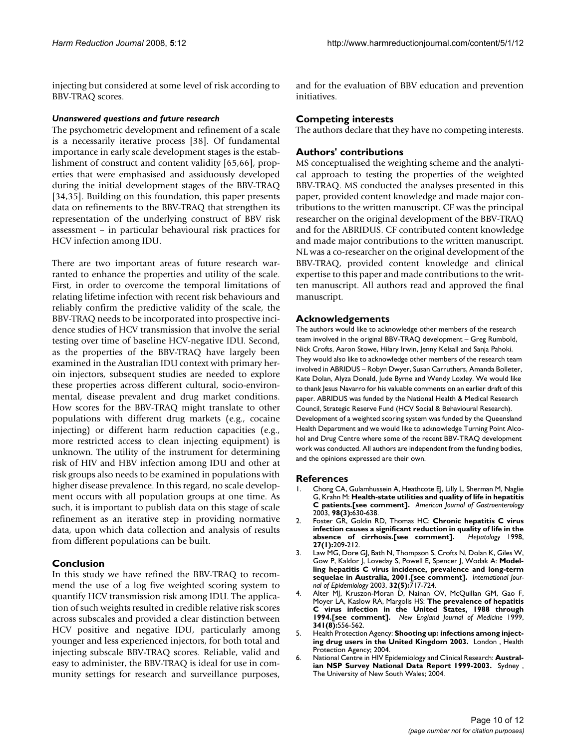injecting but considered at some level of risk according to BBV-TRAQ scores.

#### *Unanswered questions and future research*

The psychometric development and refinement of a scale is a necessarily iterative process [38]. Of fundamental importance in early scale development stages is the establishment of construct and content validity [65,66], properties that were emphasised and assiduously developed during the initial development stages of the BBV-TRAQ [34,35]. Building on this foundation, this paper presents data on refinements to the BBV-TRAQ that strengthen its representation of the underlying construct of BBV risk assessment – in particular behavioural risk practices for HCV infection among IDU.

There are two important areas of future research warranted to enhance the properties and utility of the scale. First, in order to overcome the temporal limitations of relating lifetime infection with recent risk behaviours and reliably confirm the predictive validity of the scale, the BBV-TRAQ needs to be incorporated into prospective incidence studies of HCV transmission that involve the serial testing over time of baseline HCV-negative IDU. Second, as the properties of the BBV-TRAQ have largely been examined in the Australian IDU context with primary heroin injectors, subsequent studies are needed to explore these properties across different cultural, socio-environmental, disease prevalent and drug market conditions. How scores for the BBV-TRAQ might translate to other populations with different drug markets (e.g., cocaine injecting) or different harm reduction capacities (e.g., more restricted access to clean injecting equipment) is unknown. The utility of the instrument for determining risk of HIV and HBV infection among IDU and other at risk groups also needs to be examined in populations with higher disease prevalence. In this regard, no scale development occurs with all population groups at one time. As such, it is important to publish data on this stage of scale refinement as an iterative step in providing normative data, upon which data collection and analysis of results from different populations can be built.

## Conclusion

In this study we have refined the BBV-TRAQ to recommend the use of a log five weighted scoring system to quantify HCV transmission risk among IDU. The application of such weights resulted in credible relative risk scores across subscales and provided a clear distinction between HCV positive and negative IDU, particularly among younger and less experienced injectors, for both total and injecting subscale BBV-TRAQ scores. Reliable, valid and easy to administer, the BBV-TRAQ is ideal for use in community settings for research and surveillance purposes, and for the evaluation of BBV education and prevention initiatives.

## Competing interests

The authors declare that they have no competing interests.

## Authors' contributions

MS conceptualised the weighting scheme and the analytical approach to testing the properties of the weighted BBV-TRAQ. MS conducted the analyses presented in this paper, provided content knowledge and made major contributions to the written manuscript. CF was the principal researcher on the original development of the BBV-TRAQ and for the ABRIDUS. CF contributed content knowledge and made major contributions to the written manuscript. NL was a co-researcher on the original development of the BBV-TRAQ, provided content knowledge and clinical expertise to this paper and made contributions to the written manuscript. All authors read and approved the final manuscript.

## Acknowledgements

The authors would like to acknowledge other members of the research team involved in the original BBV-TRAQ development – Greg Rumbold, Nick Crofts, Aaron Stowe, Hilary Irwin, Jenny Kelsall and Sanja Pahoki. They would also like to acknowledge other members of the research team involved in ABRIDUS – Robyn Dwyer, Susan Carruthers, Amanda Bolleter, Kate Dolan, Alyza Donald, Jude Byrne and Wendy Loxley. We would like to thank Jesus Navarro for his valuable comments on an earlier draft of this paper. ABRIDUS was funded by the National Health & Medical Research Council, Strategic Reserve Fund (HCV Social & Behavioural Research). Development of a weighted scoring system was funded by the Queensland Health Department and we would like to acknowledge Turning Point Alcohol and Drug Centre where some of the recent BBV-TRAQ development work was conducted. All authors are independent from the funding bodies, and the opinions expressed are their own.

## References

1. Chong CA, Gulamhussein A, Heathcote EJ, Lilly L, Sherman M, Naglie G, Krahn M: **Health-state utilities and quality of life in hepatitis C patients.[see comment].** *American Journal of Gastroenterology* 2003, **98(3):**630-638.
2. Foster GR, Goldin RD, Thomas HC: **Chronic hepatitis C virus infection causes a significant reduction in quality of life in the absence of cirrhosis.[see comment].** *Hepatology* 1998, **27(1):**209-212.
3. Law MG, Dore GJ, Bath N, Thompson S, Crofts N, Dolan K, Giles W, Gow P, Kaldor J, Loveday S, Powell E, Spencer J, Wodak A: **Modelling hepatitis C virus incidence, prevalence and long-term sequelae in Australia, 2001.[see comment].** *International Journal of Epidemiology* 2003, **32(5):**717-724.
4. Alter MJ, Kruszon-Moran D, Nainan OV, McQuillan GM, Gao F, Moyer LA, Kaslow RA, Margolis HS: **The prevalence of hepatitis C virus infection in the United States, 1988 through 1994.[see comment].** *New England Journal of Medicine* 1999, **341(8):**556-562.
5. Health Protection Agency: **Shooting up: infections among injecting drug users in the United Kingdom 2003.** London , Health Protection Agency; 2004.
6. National Centre in HIV Epidemiology and Clinical Research: **Australian NSP Survey National Data Report 1999-2003.** Sydney , The University of New South Wales; 2004.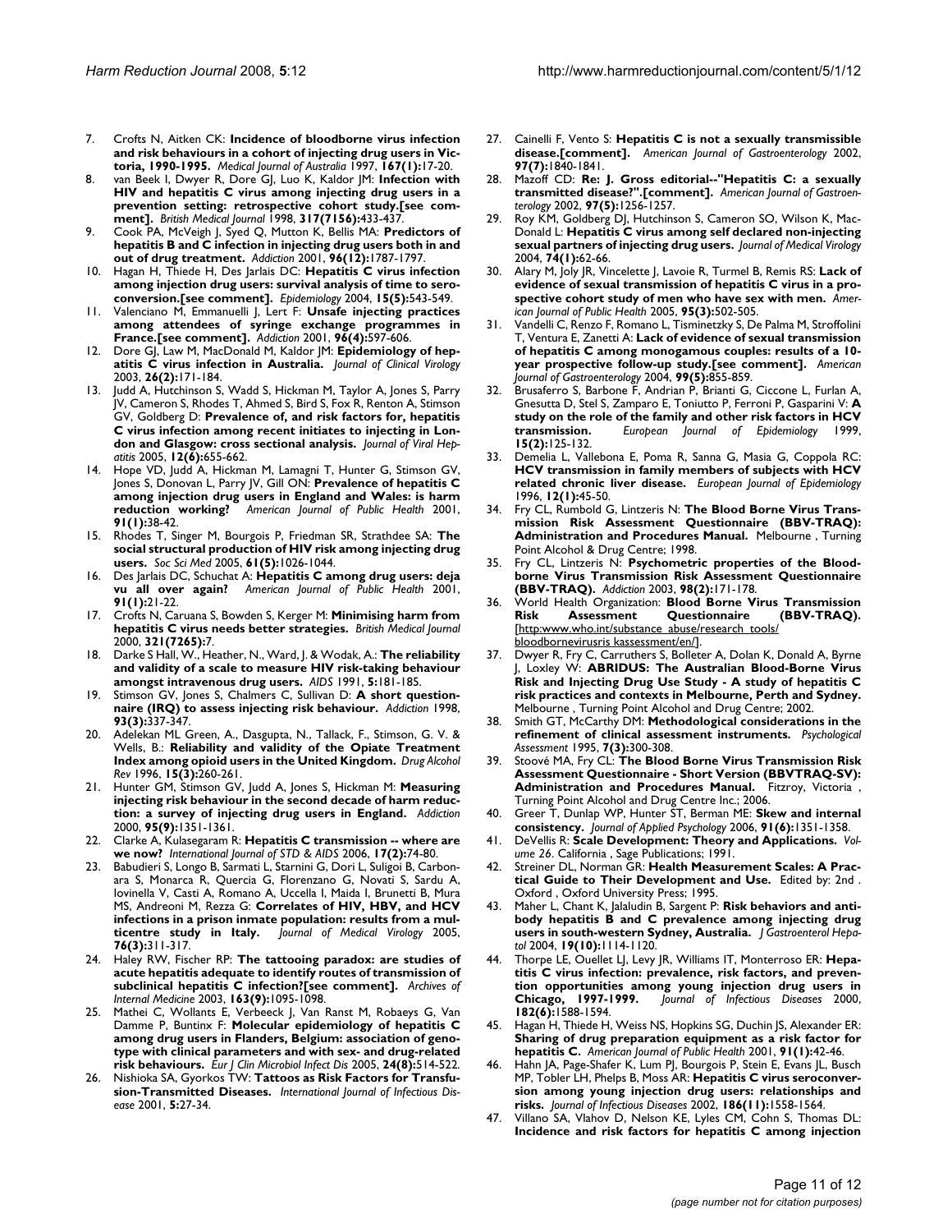7. Crofts N, Aitken CK: **Incidence of bloodborne virus infection and risk behaviours in a cohort of injecting drug users in Victoria, 1990-1995.** *Medical Journal of Australia* 1997, **167(1):**17-20.
8. van Beek I, Dwyer R, Dore GJ, Luo K, Kaldor JM: **Infection with HIV and hepatitis C virus among injecting drug users in a prevention setting: retrospective cohort study.[see comment].** *British Medical Journal* 1998, **317(7156):**433-437.
9. Cook PA, McVeigh J, Syed Q, Mutton K, Bellis MA: **Predictors of hepatitis B and C infection in injecting drug users both in and out of drug treatment.** *Addiction* 2001, **96(12):**1787-1797.
10. Hagan H, Thiede H, Des Jarlais DC: **Hepatitis C virus infection among injection drug users: survival analysis of time to seroconversion.[see comment].** *Epidemiology* 2004, **15(5):**543-549.
11. Valenciano M, Emmanuelli J, Lert F: **Unsafe injecting practices among attendees of syringe exchange programmes in France.[see comment].** *Addiction* 2001, **96(4):**597-606.
12. Dore GJ, Law M, MacDonald M, Kaldor JM: **Epidemiology of hepatitis C virus infection in Australia.** *Journal of Clinical Virology* 2003, **26(2):**171-184.
13. Judd A, Hutchinson S, Wadd S, Hickman M, Taylor A, Jones S, Parry JV, Cameron S, Rhodes T, Ahmed S, Bird S, Fox R, Renton A, Stimson GV, Goldberg D: **Prevalence of, and risk factors for, hepatitis C virus infection among recent initiates to injecting in London and Glasgow: cross sectional analysis.** *Journal of Viral Hepatitis* 2005, **12(6):**655-662.
14. Hope VD, Judd A, Hickman M, Lamagni T, Hunter G, Stimson GV, Jones S, Donovan L, Parry JV, Gill ON: **Prevalence of hepatitis C among injection drug users in England and Wales: is harm reduction working?** *American Journal of Public Health* 2001, **91(1):**38-42.
15. Rhodes T, Singer M, Bourgois P, Friedman SR, Strathdee SA: **The social structural production of HIV risk among injecting drug users.** *Soc Sci Med* 2005, **61(5):**1026-1044.
16. Des Jarlais DC, Schuchat A: **Hepatitis C among drug users: deja vu all over again?** *American Journal of Public Health* 2001, **91(1):**21-22.
17. Crofts N, Caruana S, Bowden S, Kerger M: **Minimising harm from hepatitis C virus needs better strategies.** *British Medical Journal* 2000, **321(7265):**7.
18. Darke S Hall, W., Heather, N., Ward, J. & Wodak, A.: **The reliability and validity of a scale to measure HIV risk-taking behaviour amongst intravenous drug users.** *AIDS* 1991, **5:**181-185.
19. Stimson GV, Jones S, Chalmers C, Sullivan D: **A short questionnaire (IRQ) to assess injecting risk behaviour.** *Addiction* 1998, **93(3):**337-347.
20. Adelekan ML Green, A., Dasgupta, N., Tallack, F., Stimson, G. V. & Wells, B.: **Reliability and validity of the Opiate Treatment Index among opioid users in the United Kingdom.** *Drug Alcohol Rev* 1996, **15(3):**260-261.
21. Hunter GM, Stimson GV, Judd A, Jones S, Hickman M: **Measuring injecting risk behaviour in the second decade of harm reduction: a survey of injecting drug users in England.** *Addiction* 2000, **95(9):**1351-1361.
22. Clarke A, Kulasegaram R: **Hepatitis C transmission -- where are we now?** *International Journal of STD & AIDS* 2006, **17(2):**74-80.
23. Babudieri S, Longo B, Sarmati L, Starnini G, Dori L, Suligoi B, Carbonara S, Monarca R, Quercia G, Florenzano G, Novati S, Sardu A, Iovinella V, Casti A, Romano A, Uccella I, Maida I, Brunetti B, Mura MS, Andreoni M, Rezza G: **Correlates of HIV, HBV, and HCV infections in a prison inmate population: results from a multicentre study in Italy.** *Journal of Medical Virology* 2005, **76(3):**311-317.
24. Haley RW, Fischer RP: **The tattooing paradox: are studies of acute hepatitis adequate to identify routes of transmission of subclinical hepatitis C infection?[see comment].** *Archives of Internal Medicine* 2003, **163(9):**1095-1098.
25. Mathei C, Wollants E, Verbeeck J, Van Ranst M, Robaeys G, Van Damme P, Buntinx F: **Molecular epidemiology of hepatitis C among drug users in Flanders, Belgium: association of genotype with clinical parameters and with sex- and drug-related risk behaviours.** *Eur J Clin Microbiol Infect Dis* 2005, **24(8):**514-522.
26. Nishioka SA, Gyorkos TW: **Tattoos as Risk Factors for Transfusion-Transmitted Diseases.** *International Journal of Infectious Disease* 2001, **5:**27-34.
27. Cainelli F, Vento S: **Hepatitis C is not a sexually transmissible disease.[comment].** *American Journal of Gastroenterology* 2002, **97(7):**1840-1841.
28. Mazoff CD: **Re: J. Gross editorial--"Hepatitis C: a sexually transmitted disease?".[comment].** *American Journal of Gastroenterology* 2002, **97(5):**1256-1257.
29. Roy KM, Goldberg DJ, Hutchinson S, Cameron SO, Wilson K, MacDonald L: **Hepatitis C virus among self declared non-injecting sexual partners of injecting drug users.** *Journal of Medical Virology* 2004, **74(1):**62-66.
30. Alary M, Joly JR, Vincelette J, Lavoie R, Turmel B, Remis RS: **Lack of evidence of sexual transmission of hepatitis C virus in a prospective cohort study of men who have sex with men.** *American Journal of Public Health* 2005, **95(3):**502-505.
31. Vandelli C, Renzo F, Romano L, Tisminetzky S, De Palma M, Stroffolini T, Ventura E, Zanetti A: **Lack of evidence of sexual transmission of hepatitis C among monogamous couples: results of a 10-year prospective follow-up study.[see comment].** *American Journal of Gastroenterology* 2004, **99(5):**855-859.
32. Brusaferro S, Barbone F, Andrian P, Brianti G, Ciccone L, Furlan A, Gnesutta D, Stel S, Zamparo E, Toniutto P, Ferroni P, Gasparini V: **A study on the role of the family and other risk factors in HCV transmission.** *European Journal of Epidemiology* 1999, **15(2):**125-132.
33. Demelia L, Vallebona E, Poma R, Sanna G, Masia G, Coppola RC: **HCV transmission in family members of subjects with HCV related chronic liver disease.** *European Journal of Epidemiology* 1996, **12(1):**45-50.
34. Fry CL, Rumbold G, Lintzeris N: **The Blood Borne Virus Transmission Risk Assessment Questionnaire (BBV-TRAQ): Administration and Procedures Manual.** Melbourne , Turning Point Alcohol & Drug Centre; 1998.
35. Fry CL, Lintzeris N: **Psychometric properties of the Blood-borne Virus Transmission Risk Assessment Questionnaire (BBV-TRAQ).** *Addiction* 2003, **98(2):**171-178.
36. World Health Organization: **Blood Borne Virus Transmission Risk Assessment Questionnaire (BBV-TRAQ).** [http:www.who.int/substance_abuse/research_tools/bloodbornevirusris kassessment/en/].
37. Dwyer R, Fry C, Carruthers S, Bolleter A, Dolan K, Donald A, Byrne J, Loxley W: **ABRIDUS: The Australian Blood-Borne Virus Risk and Injecting Drug Use Study - A study of hepatitis C risk practices and contexts in Melbourne, Perth and Sydney.** Melbourne , Turning Point Alcohol and Drug Centre; 2002.
38. Smith GT, McCarthy DM: **Methodological considerations in the refinement of clinical assessment instruments.** *Psychological Assessment* 1995, **7(3):**300-308.
39. Stoové MA, Fry CL: **The Blood Borne Virus Transmission Risk Assessment Questionnaire - Short Version (BBVTRAQ-SV): Administration and Procedures Manual.** Fitzroy, Victoria , Turning Point Alcohol and Drug Centre Inc.; 2006.
40. Greer T, Dunlap WP, Hunter ST, Berman ME: **Skew and internal consistency.** *Journal of Applied Psychology* 2006, **91(6):**1351-1358.
41. DeVellis R: **Scale Development: Theory and Applications.** *Volume 26*. California , Sage Publications; 1991.
42. Streiner DL, Norman GR: **Health Measurement Scales: A Practical Guide to Their Development and Use.** Edited by: 2nd . Oxford , Oxford University Press; 1995.
43. Maher L, Chant K, Jalaludin B, Sargent P: **Risk behaviors and antibody hepatitis B and C prevalence among injecting drug users in south-western Sydney, Australia.** *J Gastroenterol Hepatol* 2004, **19(10):**1114-1120.
44. Thorpe LE, Ouellet LJ, Levy JR, Williams IT, Monterroso ER: **Hepatitis C virus infection: prevalence, risk factors, and prevention opportunities among young injection drug users in Chicago, 1997-1999.** *Journal of Infectious Diseases* 2000, **182(6):**1588-1594.
45. Hagan H, Thiede H, Weiss NS, Hopkins SG, Duchin JS, Alexander ER: **Sharing of drug preparation equipment as a risk factor for hepatitis C.** *American Journal of Public Health* 2001, **91(1):**42-46.
46. Hahn JA, Page-Shafer K, Lum PJ, Bourgois P, Stein E, Evans JL, Busch MP, Tobler LH, Phelps B, Moss AR: **Hepatitis C virus seroconversion among young injection drug users: relationships and risks.** *Journal of Infectious Diseases* 2002, **186(11):**1558-1564.
47. Villano SA, Vlahov D, Nelson KE, Lyles CM, Cohn S, Thomas DL: **Incidence and risk factors for hepatitis C among injection**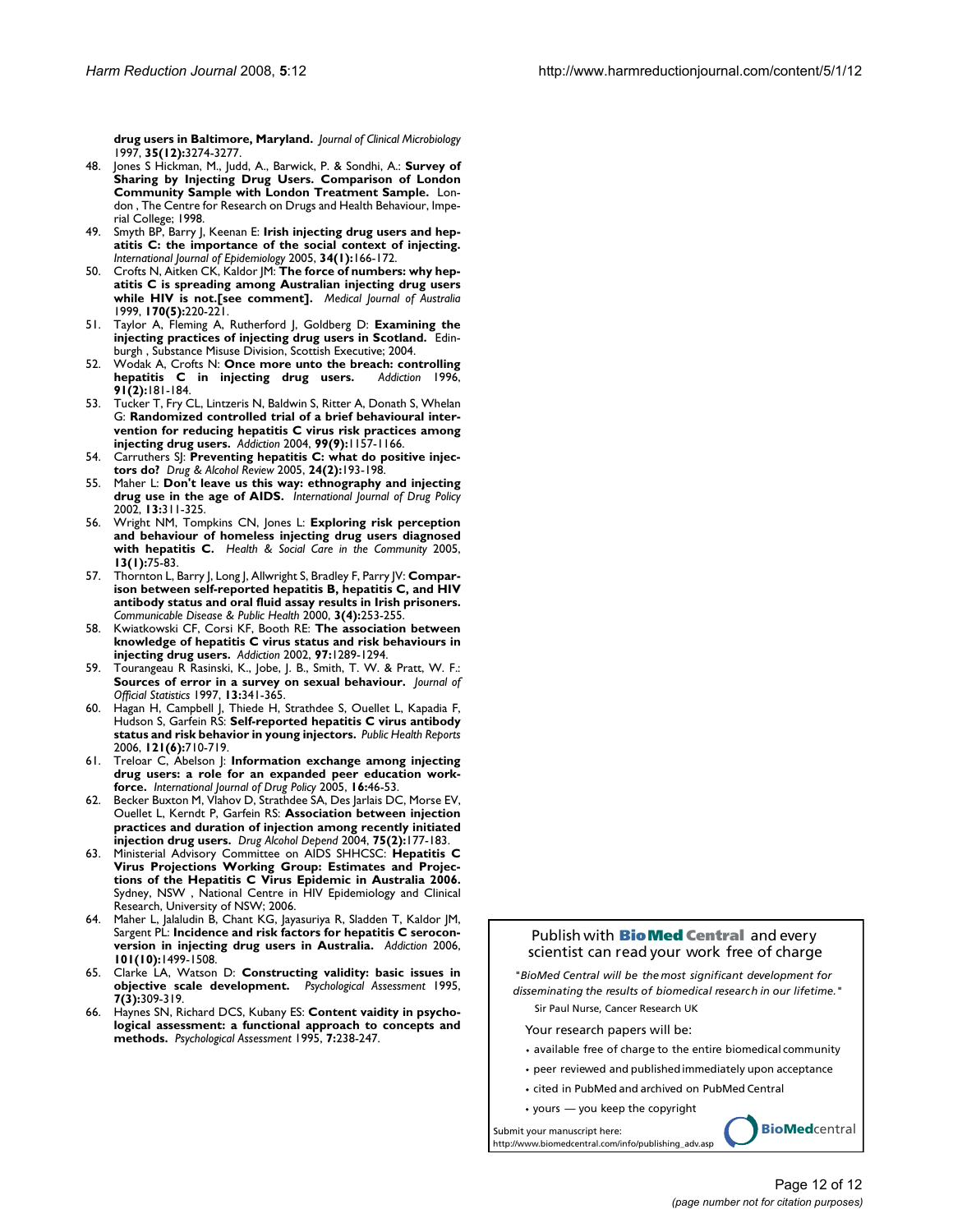**drug users in Baltimore, Maryland.** *Journal of Clinical Microbiology* 1997, **35(12):**3274-3277.

48. Jones S Hickman, M., Judd, A., Barwick, P. & Sondhi, A.: **Survey of Sharing by Injecting Drug Users. Comparison of London Community Sample with London Treatment Sample.** London , The Centre for Research on Drugs and Health Behaviour, Imperial College; 1998.
49. Smyth BP, Barry J, Keenan E: **Irish injecting drug users and hepatitis C: the importance of the social context of injecting.** *International Journal of Epidemiology* 2005, **34(1):**166-172.
50. Crofts N, Aitken CK, Kaldor JM: **The force of numbers: why hepatitis C is spreading among Australian injecting drug users while HIV is not.[see comment].** *Medical Journal of Australia* 1999, **170(5):**220-221.
51. Taylor A, Fleming A, Rutherford J, Goldberg D: **Examining the injecting practices of injecting drug users in Scotland.** Edinburgh , Substance Misuse Division, Scottish Executive; 2004.
52. Wodak A, Crofts N: **Once more unto the breach: controlling hepatitis C in injecting drug users.** *Addiction* 1996, **91(2):**181-184.
53. Tucker T, Fry CL, Lintzeris N, Baldwin S, Ritter A, Donath S, Whelan G: **Randomized controlled trial of a brief behavioural intervention for reducing hepatitis C virus risk practices among injecting drug users.** *Addiction* 2004, **99(9):**1157-1166.
54. Carruthers SJ: **Preventing hepatitis C: what do positive injectors do?** *Drug & Alcohol Review* 2005, **24(2):**193-198.
55. Maher L: **Don't leave us this way: ethnography and injecting drug use in the age of AIDS.** *International Journal of Drug Policy* 2002, **13:**311-325.
56. Wright NM, Tompkins CN, Jones L: **Exploring risk perception and behaviour of homeless injecting drug users diagnosed with hepatitis C.** *Health & Social Care in the Community* 2005, **13(1):**75-83.
57. Thornton L, Barry J, Long J, Allwright S, Bradley F, Parry JV: **Comparison between self-reported hepatitis B, hepatitis C, and HIV antibody status and oral fluid assay results in Irish prisoners.** *Communicable Disease & Public Health* 2000, **3(4):**253-255.
58. Kwiatkowski CF, Corsi KF, Booth RE: **The association between knowledge of hepatitis C virus status and risk behaviours in injecting drug users.** *Addiction* 2002, **97:**1289-1294.
59. Tourangeau R Rasinski, K., Jobe, J. B., Smith, T. W. & Pratt, W. F.: **Sources of error in a survey on sexual behaviour.** *Journal of Official Statistics* 1997, **13:**341-365.
60. Hagan H, Campbell J, Thiede H, Strathdee S, Ouellet L, Kapadia F, Hudson S, Garfein RS: **Self-reported hepatitis C virus antibody status and risk behavior in young injectors.** *Public Health Reports* 2006, **121(6):**710-719.
61. Treloar C, Abelson J: **Information exchange among injecting drug users: a role for an expanded peer education workforce.** *International Journal of Drug Policy* 2005, **16:**46-53.
62. Becker Buxton M, Vlahov D, Strathdee SA, Des Jarlais DC, Morse EV, Ouellet L, Kerndt P, Garfein RS: **Association between injection practices and duration of injection among recently initiated injection drug users.** *Drug Alcohol Depend* 2004, **75(2):**177-183.
63. Ministerial Advisory Committee on AIDS SHHCSC: **Hepatitis C Virus Projections Working Group: Estimates and Projections of the Hepatitis C Virus Epidemic in Australia 2006.** Sydney, NSW , National Centre in HIV Epidemiology and Clinical Research, University of NSW; 2006.
64. Maher L, Jalaludin B, Chant KG, Jayasuriya R, Sladden T, Kaldor JM, Sargent PL: **Incidence and risk factors for hepatitis C seroconversion in injecting drug users in Australia.** *Addiction* 2006, **101(10):**1499-1508.
65. Clarke LA, Watson D: **Constructing validity: basic issues in objective scale development.** *Psychological Assessment* 1995, **7(3):**309-319.
66. Haynes SN, Richard DCS, Kubany ES: **Content vaidity in psychological assessment: a functional approach to concepts and methods.** *Psychological Assessment* 1995, **7:**238-247.

Publish with **BioMed Central** and every scientist can read your work free of charge

*"BioMed Central will be the most significant development for disseminating the results of biomedical research in our lifetime."*
Sir Paul Nurse, Cancer Research UK

Your research papers will be:

- available free of charge to the entire biomedical community
- peer reviewed and published immediately upon acceptance
- cited in PubMed and archived on PubMed Central
- yours — you keep the copyright

Submit your manuscript here:
http://www.biomedcentral.com/info/publishing_adv.asp

**BioMed**central